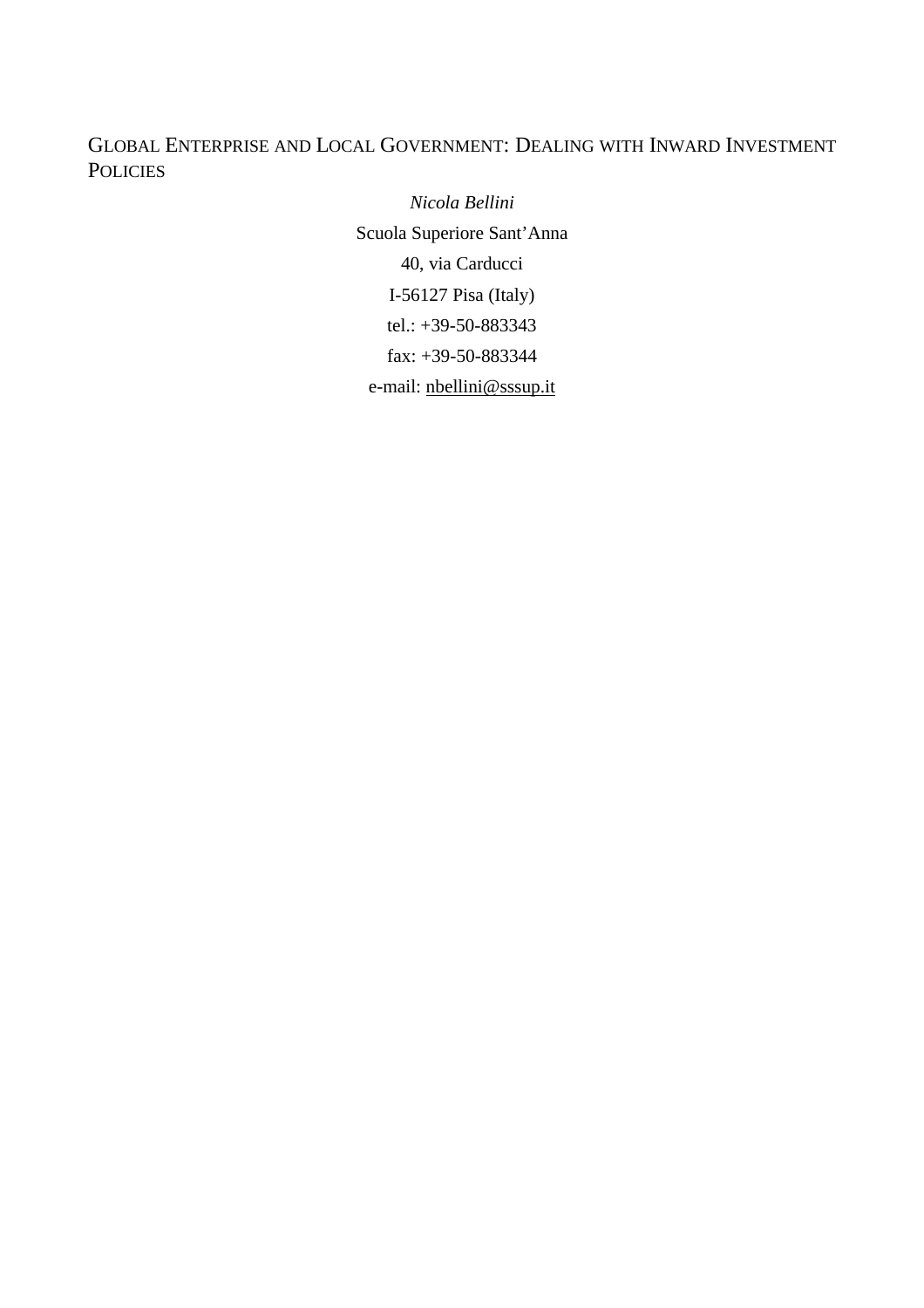# Global Enterprise and Local Government: Dealing with Inward Investment Policies

*Nicola Bellini*

Scuola Superiore Sant'Anna

40, via Carducci

I-56127 Pisa (Italy)

tel.: +39-50-883343

fax: +39-50-883344

e-mail: nbellini@sssup.it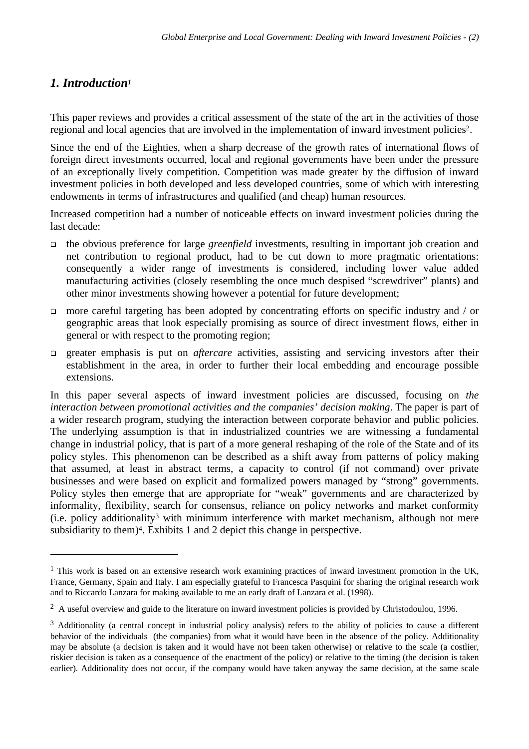## *1. Introduction*[1]

This paper reviews and provides a critical assessment of the state of the art in the activities of those regional and local agencies that are involved in the implementation of inward investment policies[2].

Since the end of the Eighties, when a sharp decrease of the growth rates of international flows of foreign direct investments occurred, local and regional governments have been under the pressure of an exceptionally lively competition. Competition was made greater by the diffusion of inward investment policies in both developed and less developed countries, some of which with interesting endowments in terms of infrastructures and qualified (and cheap) human resources.

Increased competition had a number of noticeable effects on inward investment policies during the last decade:

- the obvious preference for large *greenfield* investments, resulting in important job creation and net contribution to regional product, had to be cut down to more pragmatic orientations: consequently a wider range of investments is considered, including lower value added manufacturing activities (closely resembling the once much despised "screwdriver" plants) and other minor investments showing however a potential for future development;
- more careful targeting has been adopted by concentrating efforts on specific industry and / or geographic areas that look especially promising as source of direct investment flows, either in general or with respect to the promoting region;
- greater emphasis is put on *aftercare* activities, assisting and servicing investors after their establishment in the area, in order to further their local embedding and encourage possible extensions.

In this paper several aspects of inward investment policies are discussed, focusing on *the interaction between promotional activities and the companies' decision making*. The paper is part of a wider research program, studying the interaction between corporate behavior and public policies. The underlying assumption is that in industrialized countries we are witnessing a fundamental change in industrial policy, that is part of a more general reshaping of the role of the State and of its policy styles. This phenomenon can be described as a shift away from patterns of policy making that assumed, at least in abstract terms, a capacity to control (if not command) over private businesses and were based on explicit and formalized powers managed by "strong" governments. Policy styles then emerge that are appropriate for "weak" governments and are characterized by informality, flexibility, search for consensus, reliance on policy networks and market conformity (i.e. policy additionality[3] with minimum interference with market mechanism, although not mere subsidiarity to them)[4]. Exhibits 1 and 2 depict this change in perspective.

---

[1] This work is based on an extensive research work examining practices of inward investment promotion in the UK, France, Germany, Spain and Italy. I am especially grateful to Francesca Pasquini for sharing the original research work and to Riccardo Lanzara for making available to me an early draft of Lanzara et al. (1998).

[2] A useful overview and guide to the literature on inward investment policies is provided by Christodoulou, 1996.

[3] Additionality (a central concept in industrial policy analysis) refers to the ability of policies to cause a different behavior of the individuals (the companies) from what it would have been in the absence of the policy. Additionality may be absolute (a decision is taken and it would have not been taken otherwise) or relative to the scale (a costlier, riskier decision is taken as a consequence of the enactment of the policy) or relative to the timing (the decision is taken earlier). Additionality does not occur, if the company would have taken anyway the same decision, at the same scale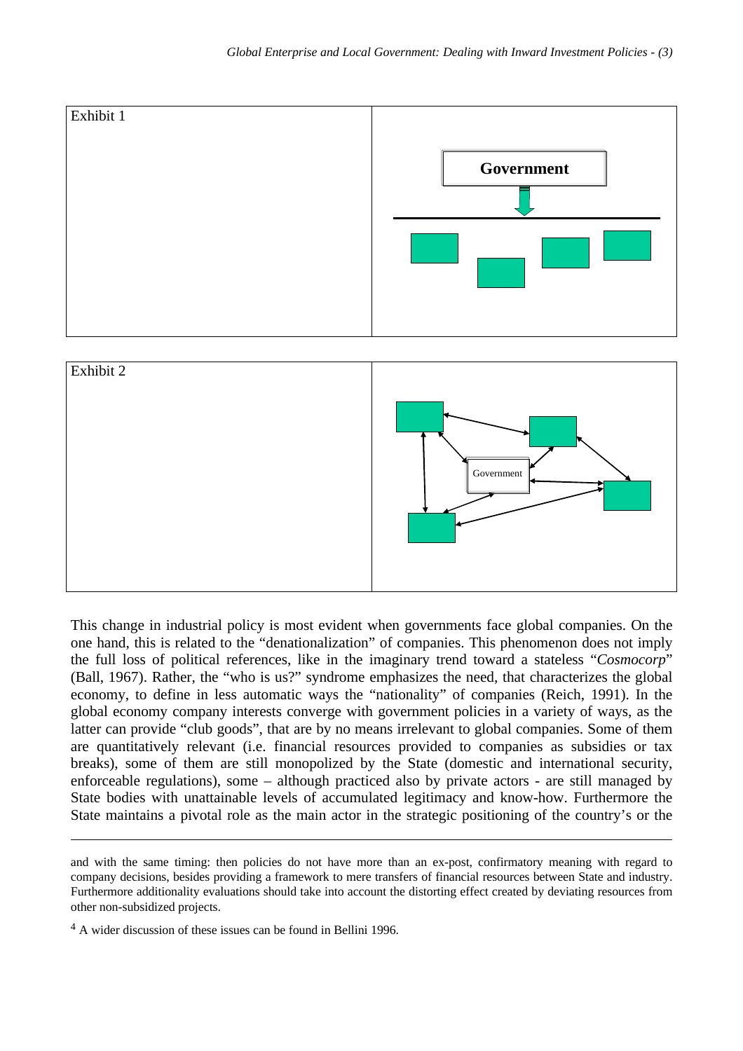Exhibit 1

Government

Exhibit 2

Government

This change in industrial policy is most evident when governments face global companies. On the one hand, this is related to the "denationalization" of companies. This phenomenon does not imply the full loss of political references, like in the imaginary trend toward a stateless "*Cosmocorp*" (Ball, 1967). Rather, the "who is us?" syndrome emphasizes the need, that characterizes the global economy, to define in less automatic ways the "nationality" of companies (Reich, 1991). In the global economy company interests converge with government policies in a variety of ways, as the latter can provide "club goods", that are by no means irrelevant to global companies. Some of them are quantitatively relevant (i.e. financial resources provided to companies as subsidies or tax breaks), some of them are still monopolized by the State (domestic and international security, enforceable regulations), some – although practiced also by private actors - are still managed by State bodies with unattainable levels of accumulated legitimacy and know-how. Furthermore the State maintains a pivotal role as the main actor in the strategic positioning of the country's or the

---

and with the same timing: then policies do not have more than an ex-post, confirmatory meaning with regard to company decisions, besides providing a framework to mere transfers of financial resources between State and industry. Furthermore additionality evaluations should take into account the distorting effect created by deviating resources from other non-subsidized projects.

[4] A wider discussion of these issues can be found in Bellini 1996.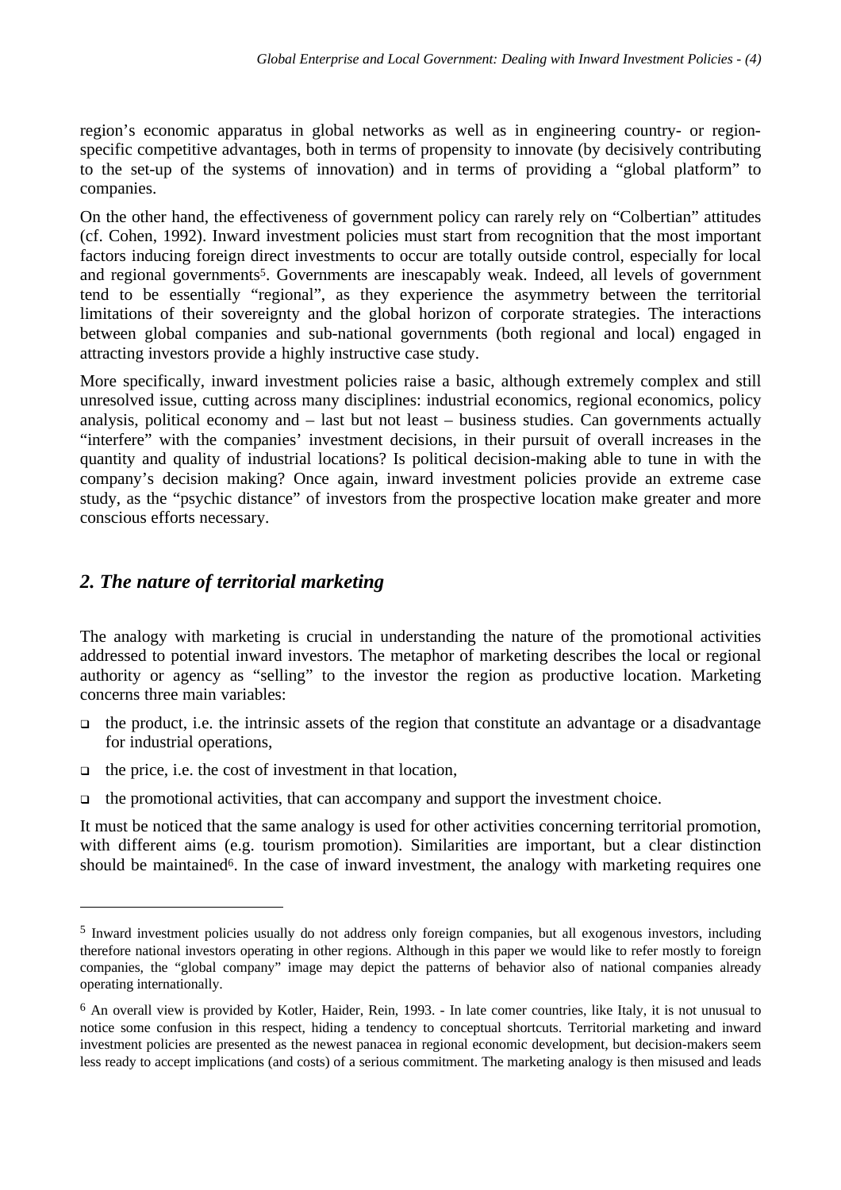region's economic apparatus in global networks as well as in engineering country- or region-specific competitive advantages, both in terms of propensity to innovate (by decisively contributing to the set-up of the systems of innovation) and in terms of providing a "global platform" to companies.

On the other hand, the effectiveness of government policy can rarely rely on "Colbertian" attitudes (cf. Cohen, 1992). Inward investment policies must start from recognition that the most important factors inducing foreign direct investments to occur are totally outside control, especially for local and regional governments[5]. Governments are inescapably weak. Indeed, all levels of government tend to be essentially "regional", as they experience the asymmetry between the territorial limitations of their sovereignty and the global horizon of corporate strategies. The interactions between global companies and sub-national governments (both regional and local) engaged in attracting investors provide a highly instructive case study.

More specifically, inward investment policies raise a basic, although extremely complex and still unresolved issue, cutting across many disciplines: industrial economics, regional economics, policy analysis, political economy and – last but not least – business studies. Can governments actually "interfere" with the companies' investment decisions, in their pursuit of overall increases in the quantity and quality of industrial locations? Is political decision-making able to tune in with the company's decision making? Once again, inward investment policies provide an extreme case study, as the "psychic distance" of investors from the prospective location make greater and more conscious efforts necessary.

## *2. The nature of territorial marketing*

The analogy with marketing is crucial in understanding the nature of the promotional activities addressed to potential inward investors. The metaphor of marketing describes the local or regional authority or agency as "selling" to the investor the region as productive location. Marketing concerns three main variables:

- the product, i.e. the intrinsic assets of the region that constitute an advantage or a disadvantage for industrial operations,
- the price, i.e. the cost of investment in that location,
- the promotional activities, that can accompany and support the investment choice.

It must be noticed that the same analogy is used for other activities concerning territorial promotion, with different aims (e.g. tourism promotion). Similarities are important, but a clear distinction should be maintained[6]. In the case of inward investment, the analogy with marketing requires one

---

[5] Inward investment policies usually do not address only foreign companies, but all exogenous investors, including therefore national investors operating in other regions. Although in this paper we would like to refer mostly to foreign companies, the "global company" image may depict the patterns of behavior also of national companies already operating internationally.

[6] An overall view is provided by Kotler, Haider, Rein, 1993. - In late comer countries, like Italy, it is not unusual to notice some confusion in this respect, hiding a tendency to conceptual shortcuts. Territorial marketing and inward investment policies are presented as the newest panacea in regional economic development, but decision-makers seem less ready to accept implications (and costs) of a serious commitment. The marketing analogy is then misused and leads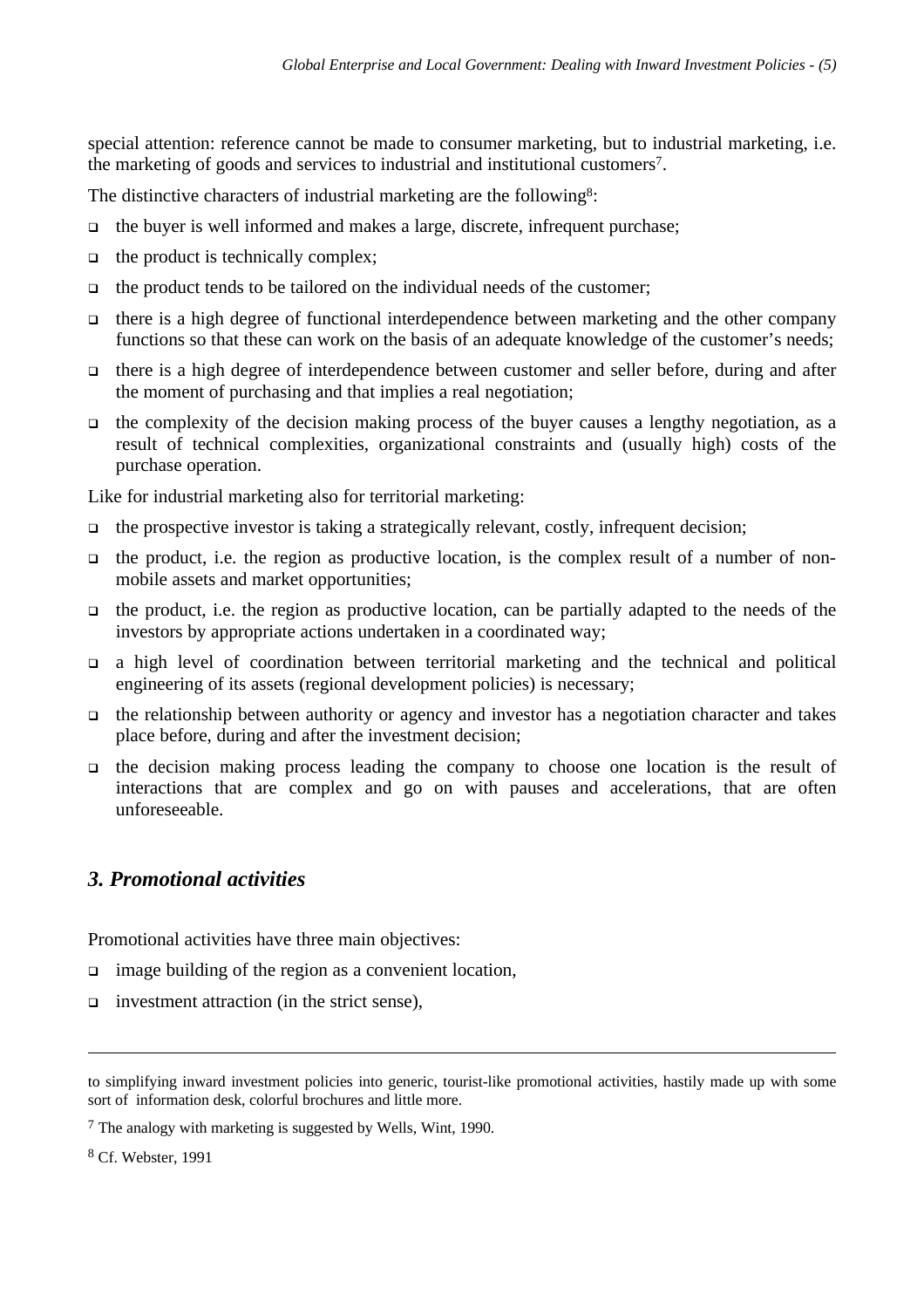special attention: reference cannot be made to consumer marketing, but to industrial marketing, i.e. the marketing of goods and services to industrial and institutional customers[7].

The distinctive characters of industrial marketing are the following[8]:

- the buyer is well informed and makes a large, discrete, infrequent purchase;
- the product is technically complex;
- the product tends to be tailored on the individual needs of the customer;
- there is a high degree of functional interdependence between marketing and the other company functions so that these can work on the basis of an adequate knowledge of the customer's needs;
- there is a high degree of interdependence between customer and seller before, during and after the moment of purchasing and that implies a real negotiation;
- the complexity of the decision making process of the buyer causes a lengthy negotiation, as a result of technical complexities, organizational constraints and (usually high) costs of the purchase operation.

Like for industrial marketing also for territorial marketing:

- the prospective investor is taking a strategically relevant, costly, infrequent decision;
- the product, i.e. the region as productive location, is the complex result of a number of non-mobile assets and market opportunities;
- the product, i.e. the region as productive location, can be partially adapted to the needs of the investors by appropriate actions undertaken in a coordinated way;
- a high level of coordination between territorial marketing and the technical and political engineering of its assets (regional development policies) is necessary;
- the relationship between authority or agency and investor has a negotiation character and takes place before, during and after the investment decision;
- the decision making process leading the company to choose one location is the result of interactions that are complex and go on with pauses and accelerations, that are often unforeseeable.

## *3. Promotional activities*

Promotional activities have three main objectives:

- image building of the region as a convenient location,
- investment attraction (in the strict sense),

---

to simplifying inward investment policies into generic, tourist-like promotional activities, hastily made up with some sort of information desk, colorful brochures and little more.

[7] The analogy with marketing is suggested by Wells, Wint, 1990.

[8] Cf. Webster, 1991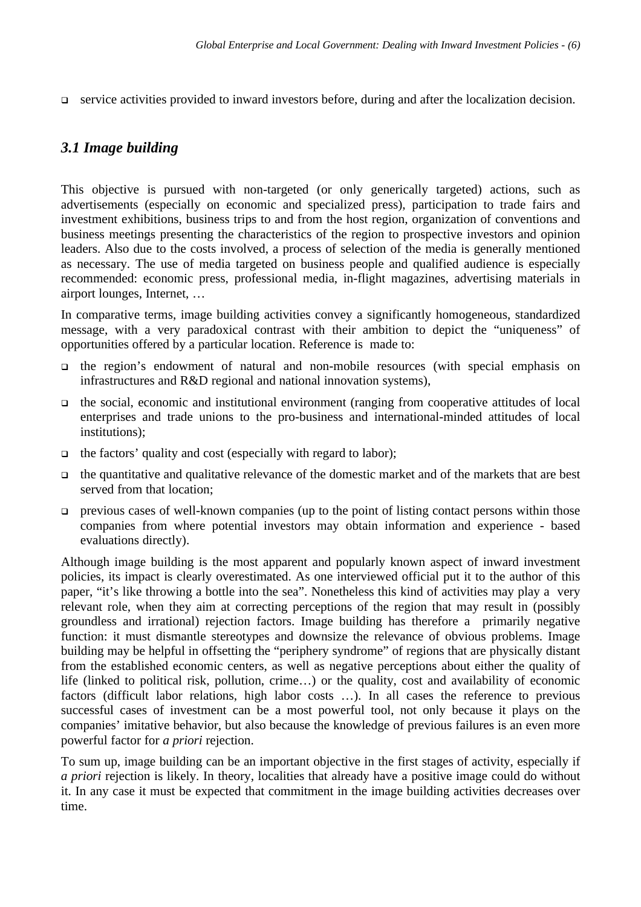- service activities provided to inward investors before, during and after the localization decision.

## *3.1 Image building*

This objective is pursued with non-targeted (or only generically targeted) actions, such as advertisements (especially on economic and specialized press), participation to trade fairs and investment exhibitions, business trips to and from the host region, organization of conventions and business meetings presenting the characteristics of the region to prospective investors and opinion leaders. Also due to the costs involved, a process of selection of the media is generally mentioned as necessary. The use of media targeted on business people and qualified audience is especially recommended: economic press, professional media, in-flight magazines, advertising materials in airport lounges, Internet, …

In comparative terms, image building activities convey a significantly homogeneous, standardized message, with a very paradoxical contrast with their ambition to depict the "uniqueness" of opportunities offered by a particular location. Reference is made to:

- the region's endowment of natural and non-mobile resources (with special emphasis on infrastructures and R&D regional and national innovation systems),
- the social, economic and institutional environment (ranging from cooperative attitudes of local enterprises and trade unions to the pro-business and international-minded attitudes of local institutions);
- the factors' quality and cost (especially with regard to labor);
- the quantitative and qualitative relevance of the domestic market and of the markets that are best served from that location;
- previous cases of well-known companies (up to the point of listing contact persons within those companies from where potential investors may obtain information and experience - based evaluations directly).

Although image building is the most apparent and popularly known aspect of inward investment policies, its impact is clearly overestimated. As one interviewed official put it to the author of this paper, "it's like throwing a bottle into the sea". Nonetheless this kind of activities may play a very relevant role, when they aim at correcting perceptions of the region that may result in (possibly groundless and irrational) rejection factors. Image building has therefore a primarily negative function: it must dismantle stereotypes and downsize the relevance of obvious problems. Image building may be helpful in offsetting the "periphery syndrome" of regions that are physically distant from the established economic centers, as well as negative perceptions about either the quality of life (linked to political risk, pollution, crime…) or the quality, cost and availability of economic factors (difficult labor relations, high labor costs …). In all cases the reference to previous successful cases of investment can be a most powerful tool, not only because it plays on the companies' imitative behavior, but also because the knowledge of previous failures is an even more powerful factor for *a priori* rejection.

To sum up, image building can be an important objective in the first stages of activity, especially if *a priori* rejection is likely. In theory, localities that already have a positive image could do without it. In any case it must be expected that commitment in the image building activities decreases over time.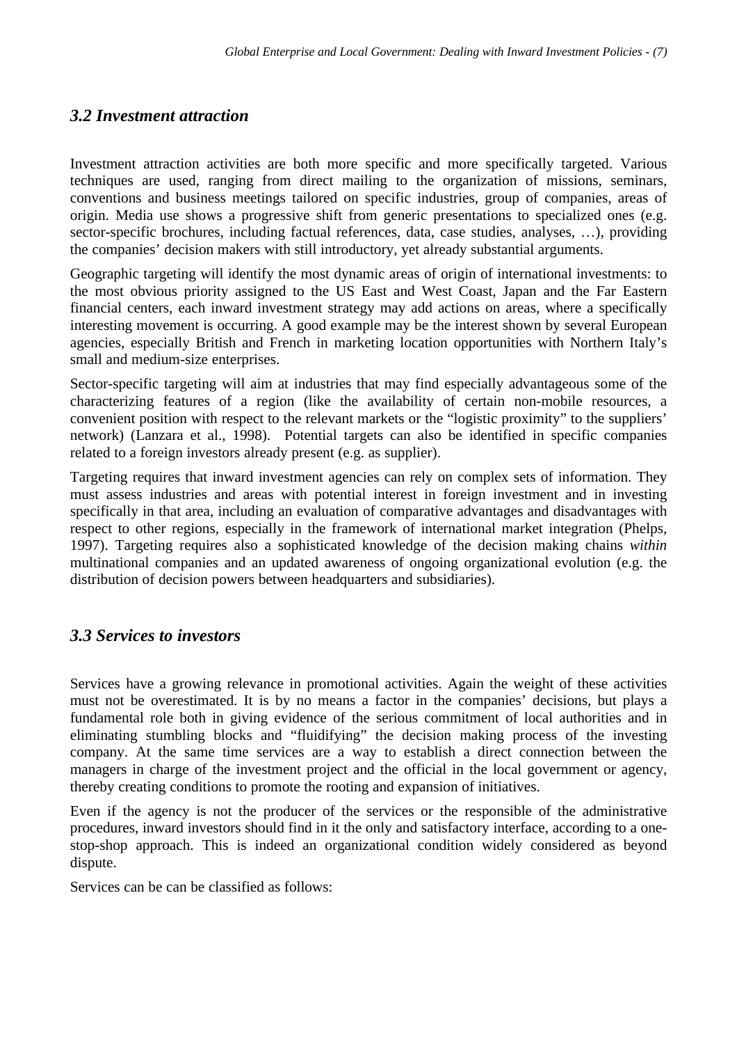### *3.2 Investment attraction*

Investment attraction activities are both more specific and more specifically targeted. Various techniques are used, ranging from direct mailing to the organization of missions, seminars, conventions and business meetings tailored on specific industries, group of companies, areas of origin. Media use shows a progressive shift from generic presentations to specialized ones (e.g. sector-specific brochures, including factual references, data, case studies, analyses, …), providing the companies' decision makers with still introductory, yet already substantial arguments.

Geographic targeting will identify the most dynamic areas of origin of international investments: to the most obvious priority assigned to the US East and West Coast, Japan and the Far Eastern financial centers, each inward investment strategy may add actions on areas, where a specifically interesting movement is occurring. A good example may be the interest shown by several European agencies, especially British and French in marketing location opportunities with Northern Italy's small and medium-size enterprises.

Sector-specific targeting will aim at industries that may find especially advantageous some of the characterizing features of a region (like the availability of certain non-mobile resources, a convenient position with respect to the relevant markets or the "logistic proximity" to the suppliers' network) (Lanzara et al., 1998). Potential targets can also be identified in specific companies related to a foreign investors already present (e.g. as supplier).

Targeting requires that inward investment agencies can rely on complex sets of information. They must assess industries and areas with potential interest in foreign investment and in investing specifically in that area, including an evaluation of comparative advantages and disadvantages with respect to other regions, especially in the framework of international market integration (Phelps, 1997). Targeting requires also a sophisticated knowledge of the decision making chains *within* multinational companies and an updated awareness of ongoing organizational evolution (e.g. the distribution of decision powers between headquarters and subsidiaries).

### *3.3 Services to investors*

Services have a growing relevance in promotional activities. Again the weight of these activities must not be overestimated. It is by no means a factor in the companies' decisions, but plays a fundamental role both in giving evidence of the serious commitment of local authorities and in eliminating stumbling blocks and "fluidifying" the decision making process of the investing company. At the same time services are a way to establish a direct connection between the managers in charge of the investment project and the official in the local government or agency, thereby creating conditions to promote the rooting and expansion of initiatives.

Even if the agency is not the producer of the services or the responsible of the administrative procedures, inward investors should find in it the only and satisfactory interface, according to a one-stop-shop approach. This is indeed an organizational condition widely considered as beyond dispute.

Services can be can be classified as follows: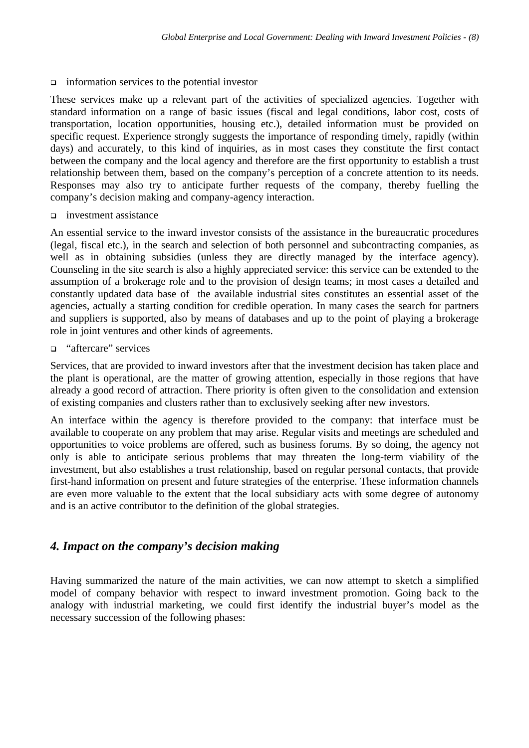- information services to the potential investor

These services make up a relevant part of the activities of specialized agencies. Together with standard information on a range of basic issues (fiscal and legal conditions, labor cost, costs of transportation, location opportunities, housing etc.), detailed information must be provided on specific request. Experience strongly suggests the importance of responding timely, rapidly (within days) and accurately, to this kind of inquiries, as in most cases they constitute the first contact between the company and the local agency and therefore are the first opportunity to establish a trust relationship between them, based on the company's perception of a concrete attention to its needs. Responses may also try to anticipate further requests of the company, thereby fuelling the company's decision making and company-agency interaction.

- investment assistance

An essential service to the inward investor consists of the assistance in the bureaucratic procedures (legal, fiscal etc.), in the search and selection of both personnel and subcontracting companies, as well as in obtaining subsidies (unless they are directly managed by the interface agency). Counseling in the site search is also a highly appreciated service: this service can be extended to the assumption of a brokerage role and to the provision of design teams; in most cases a detailed and constantly updated data base of the available industrial sites constitutes an essential asset of the agencies, actually a starting condition for credible operation. In many cases the search for partners and suppliers is supported, also by means of databases and up to the point of playing a brokerage role in joint ventures and other kinds of agreements.

- "aftercare" services

Services, that are provided to inward investors after that the investment decision has taken place and the plant is operational, are the matter of growing attention, especially in those regions that have already a good record of attraction. There priority is often given to the consolidation and extension of existing companies and clusters rather than to exclusively seeking after new investors.

An interface within the agency is therefore provided to the company: that interface must be available to cooperate on any problem that may arise. Regular visits and meetings are scheduled and opportunities to voice problems are offered, such as business forums. By so doing, the agency not only is able to anticipate serious problems that may threaten the long-term viability of the investment, but also establishes a trust relationship, based on regular personal contacts, that provide first-hand information on present and future strategies of the enterprise. These information channels are even more valuable to the extent that the local subsidiary acts with some degree of autonomy and is an active contributor to the definition of the global strategies.

## *4. Impact on the company's decision making*

Having summarized the nature of the main activities, we can now attempt to sketch a simplified model of company behavior with respect to inward investment promotion. Going back to the analogy with industrial marketing, we could first identify the industrial buyer's model as the necessary succession of the following phases: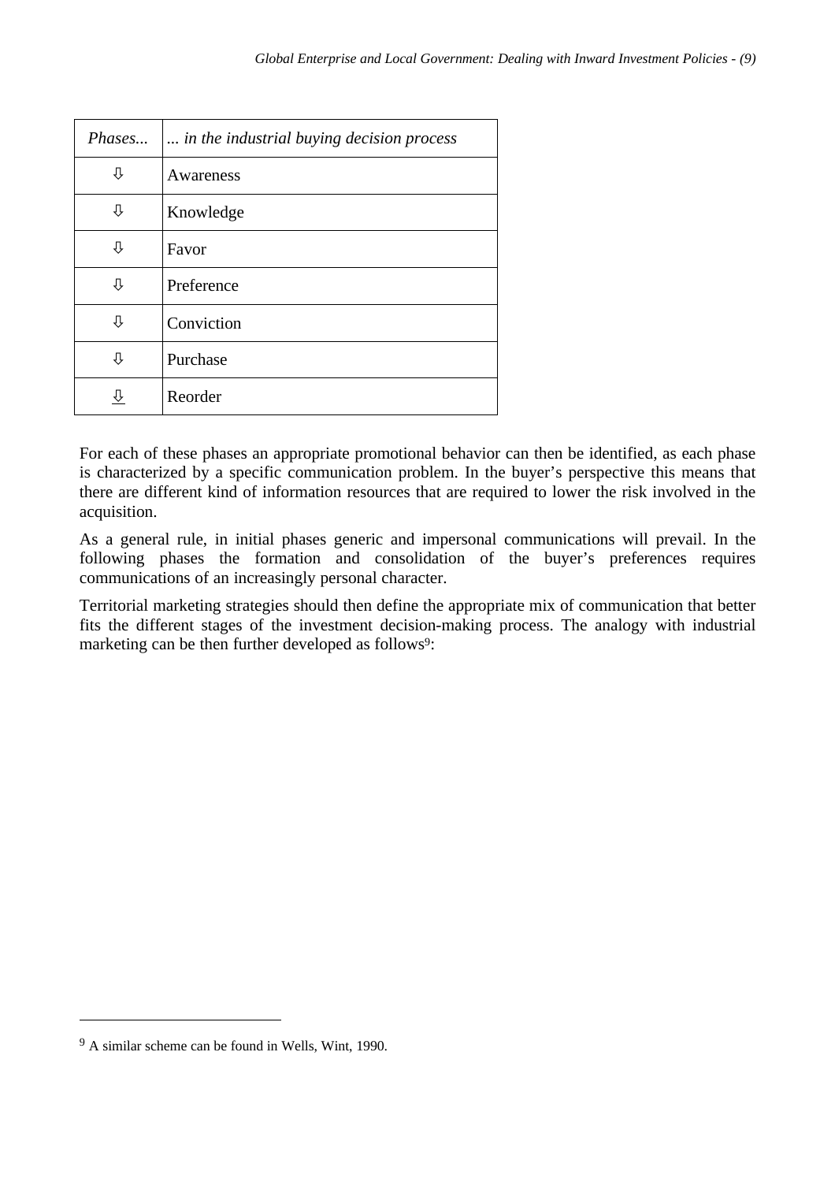| *Phases...* | *... in the industrial buying decision process* |
|---|---|
| ⇩ | Awareness |
| ⇩ | Knowledge |
| ⇩ | Favor |
| ⇩ | Preference |
| ⇩ | Conviction |
| ⇩ | Purchase |
| ⇩ | Reorder |

For each of these phases an appropriate promotional behavior can then be identified, as each phase is characterized by a specific communication problem. In the buyer's perspective this means that there are different kind of information resources that are required to lower the risk involved in the acquisition.

As a general rule, in initial phases generic and impersonal communications will prevail. In the following phases the formation and consolidation of the buyer's preferences requires communications of an increasingly personal character.

Territorial marketing strategies should then define the appropriate mix of communication that better fits the different stages of the investment decision-making process. The analogy with industrial marketing can be then further developed as follows[9]:

[9] A similar scheme can be found in Wells, Wint, 1990.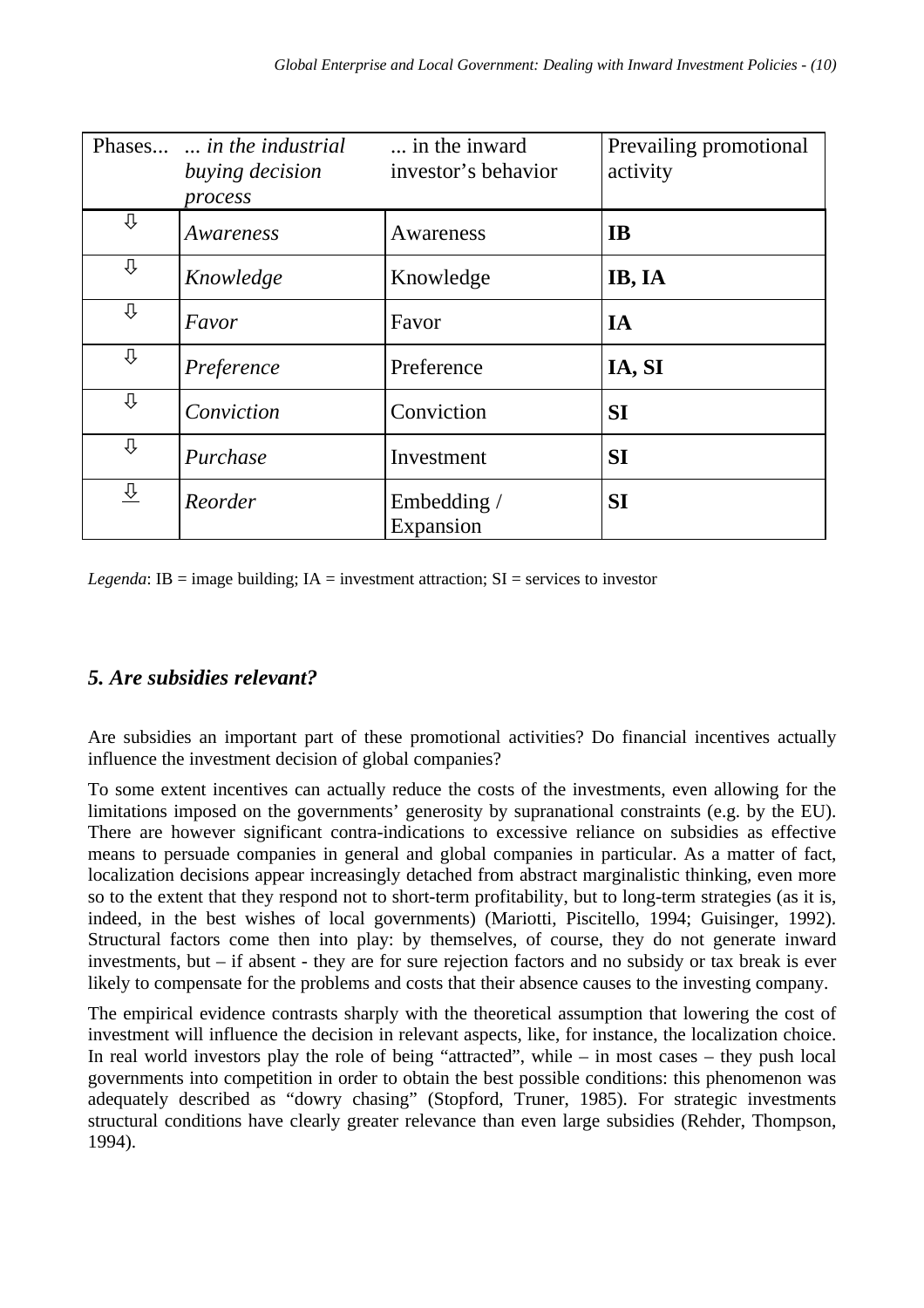| Phases... | *... in the industrial buying decision process* | ... in the inward investor's behavior | Prevailing promotional activity |
|---|---|---|---|
| ⇩ | *Awareness* | Awareness | **IB** |
| ⇩ | *Knowledge* | Knowledge | **IB, IA** |
| ⇩ | *Favor* | Favor | **IA** |
| ⇩ | *Preference* | Preference | **IA, SI** |
| ⇩ | *Conviction* | Conviction | **SI** |
| ⇩ | *Purchase* | Investment | **SI** |
| ⇩ | *Reorder* | Embedding / Expansion | **SI** |

*Legenda*: IB = image building; IA = investment attraction; SI = services to investor

## *5. Are subsidies relevant?*

Are subsidies an important part of these promotional activities? Do financial incentives actually influence the investment decision of global companies?

To some extent incentives can actually reduce the costs of the investments, even allowing for the limitations imposed on the governments' generosity by supranational constraints (e.g. by the EU). There are however significant contra-indications to excessive reliance on subsidies as effective means to persuade companies in general and global companies in particular. As a matter of fact, localization decisions appear increasingly detached from abstract marginalistic thinking, even more so to the extent that they respond not to short-term profitability, but to long-term strategies (as it is, indeed, in the best wishes of local governments) (Mariotti, Piscitello, 1994; Guisinger, 1992). Structural factors come then into play: by themselves, of course, they do not generate inward investments, but – if absent - they are for sure rejection factors and no subsidy or tax break is ever likely to compensate for the problems and costs that their absence causes to the investing company.

The empirical evidence contrasts sharply with the theoretical assumption that lowering the cost of investment will influence the decision in relevant aspects, like, for instance, the localization choice. In real world investors play the role of being "attracted", while – in most cases – they push local governments into competition in order to obtain the best possible conditions: this phenomenon was adequately described as "dowry chasing" (Stopford, Truner, 1985). For strategic investments structural conditions have clearly greater relevance than even large subsidies (Rehder, Thompson, 1994).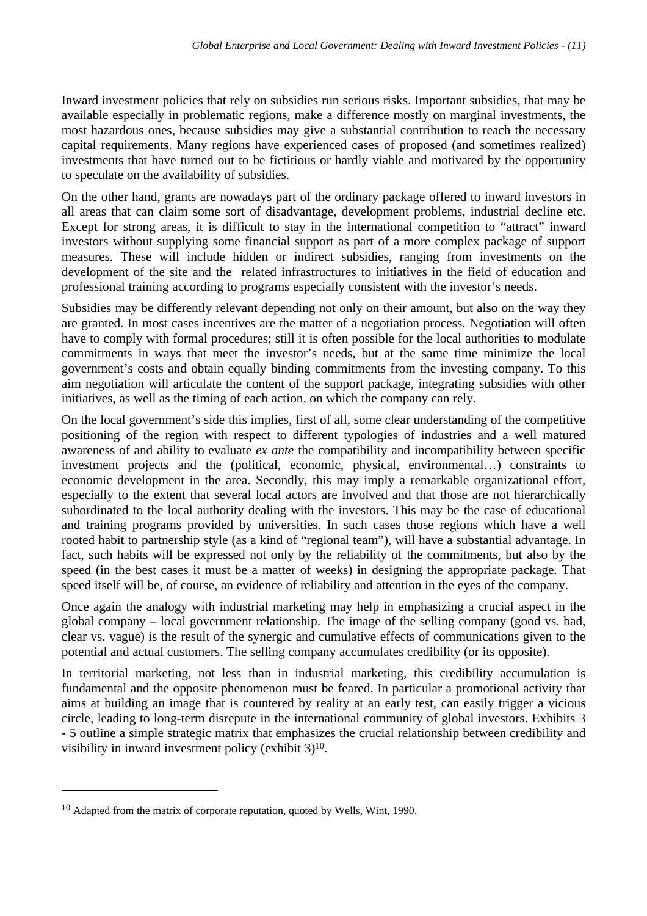Inward investment policies that rely on subsidies run serious risks. Important subsidies, that may be available especially in problematic regions, make a difference mostly on marginal investments, the most hazardous ones, because subsidies may give a substantial contribution to reach the necessary capital requirements. Many regions have experienced cases of proposed (and sometimes realized) investments that have turned out to be fictitious or hardly viable and motivated by the opportunity to speculate on the availability of subsidies.

On the other hand, grants are nowadays part of the ordinary package offered to inward investors in all areas that can claim some sort of disadvantage, development problems, industrial decline etc. Except for strong areas, it is difficult to stay in the international competition to "attract" inward investors without supplying some financial support as part of a more complex package of support measures. These will include hidden or indirect subsidies, ranging from investments on the development of the site and the related infrastructures to initiatives in the field of education and professional training according to programs especially consistent with the investor's needs.

Subsidies may be differently relevant depending not only on their amount, but also on the way they are granted. In most cases incentives are the matter of a negotiation process. Negotiation will often have to comply with formal procedures; still it is often possible for the local authorities to modulate commitments in ways that meet the investor's needs, but at the same time minimize the local government's costs and obtain equally binding commitments from the investing company. To this aim negotiation will articulate the content of the support package, integrating subsidies with other initiatives, as well as the timing of each action, on which the company can rely.

On the local government's side this implies, first of all, some clear understanding of the competitive positioning of the region with respect to different typologies of industries and a well matured awareness of and ability to evaluate *ex ante* the compatibility and incompatibility between specific investment projects and the (political, economic, physical, environmental…) constraints to economic development in the area. Secondly, this may imply a remarkable organizational effort, especially to the extent that several local actors are involved and that those are not hierarchically subordinated to the local authority dealing with the investors. This may be the case of educational and training programs provided by universities. In such cases those regions which have a well rooted habit to partnership style (as a kind of "regional team"), will have a substantial advantage. In fact, such habits will be expressed not only by the reliability of the commitments, but also by the speed (in the best cases it must be a matter of weeks) in designing the appropriate package. That speed itself will be, of course, an evidence of reliability and attention in the eyes of the company.

Once again the analogy with industrial marketing may help in emphasizing a crucial aspect in the global company – local government relationship. The image of the selling company (good vs. bad, clear vs. vague) is the result of the synergic and cumulative effects of communications given to the potential and actual customers. The selling company accumulates credibility (or its opposite).

In territorial marketing, not less than in industrial marketing, this credibility accumulation is fundamental and the opposite phenomenon must be feared. In particular a promotional activity that aims at building an image that is countered by reality at an early test, can easily trigger a vicious circle, leading to long-term disrepute in the international community of global investors. Exhibits 3 - 5 outline a simple strategic matrix that emphasizes the crucial relationship between credibility and visibility in inward investment policy (exhibit 3)[10].

---

[10] Adapted from the matrix of corporate reputation, quoted by Wells, Wint, 1990.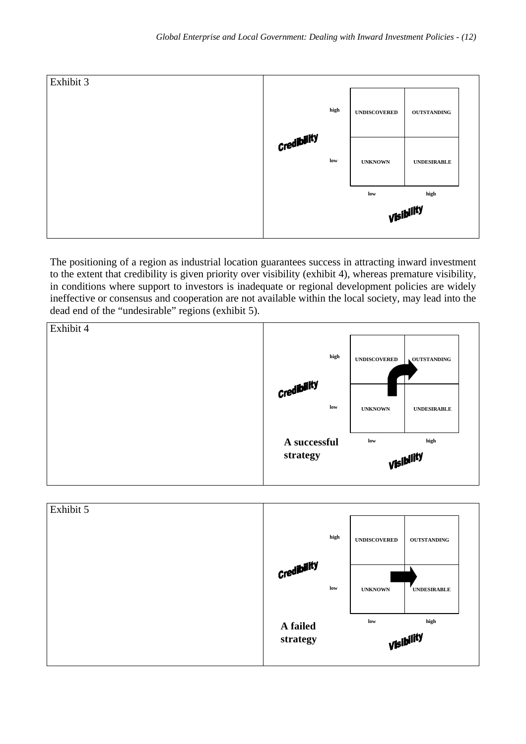Exhibit 3

| Credibility | | Visibility: low | Visibility: high |
|---|---|---|---|
| | high | UNDISCOVERED | OUTSTANDING |
| | low | UNKNOWN | UNDESIRABLE |

The positioning of a region as industrial location guarantees success in attracting inward investment to the extent that credibility is given priority over visibility (exhibit 4), whereas premature visibility, in conditions where support to investors is inadequate or regional development policies are widely ineffective or consensus and cooperation are not available within the local society, may lead into the dead end of the "undesirable" regions (exhibit 5).

Exhibit 4

| Credibility | | Visibility: low | Visibility: high |
|---|---|---|---|
| | high | UNDISCOVERED | OUTSTANDING |
| | low | UNKNOWN | UNDESIRABLE |

**A successful strategy**

Exhibit 5

| Credibility | | Visibility: low | Visibility: high |
|---|---|---|---|
| | high | UNDISCOVERED | OUTSTANDING |
| | low | UNKNOWN | UNDESIRABLE |

**A failed strategy**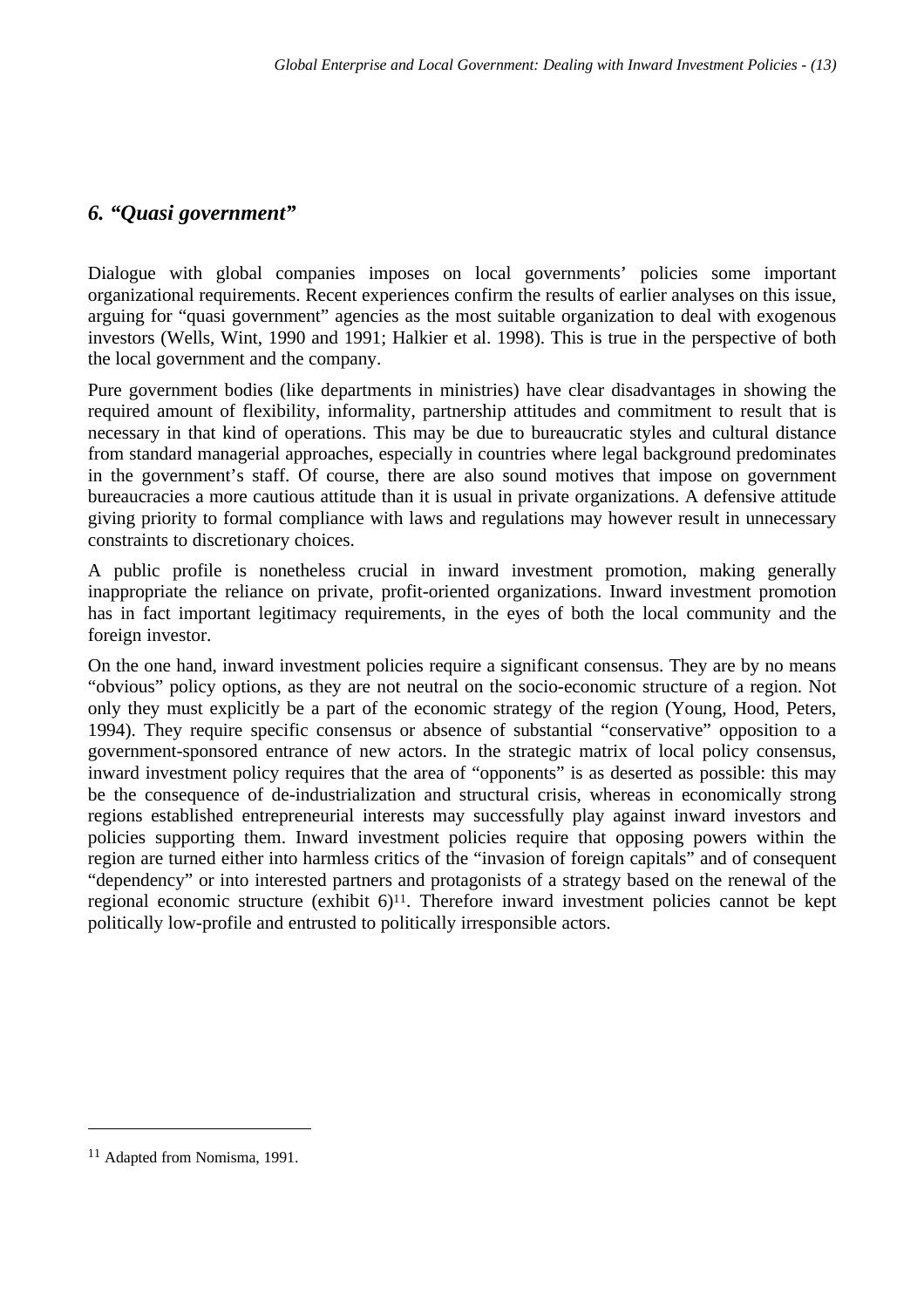## *6. "Quasi government"*

Dialogue with global companies imposes on local governments' policies some important organizational requirements. Recent experiences confirm the results of earlier analyses on this issue, arguing for "quasi government" agencies as the most suitable organization to deal with exogenous investors (Wells, Wint, 1990 and 1991; Halkier et al. 1998). This is true in the perspective of both the local government and the company.

Pure government bodies (like departments in ministries) have clear disadvantages in showing the required amount of flexibility, informality, partnership attitudes and commitment to result that is necessary in that kind of operations. This may be due to bureaucratic styles and cultural distance from standard managerial approaches, especially in countries where legal background predominates in the government's staff. Of course, there are also sound motives that impose on government bureaucracies a more cautious attitude than it is usual in private organizations. A defensive attitude giving priority to formal compliance with laws and regulations may however result in unnecessary constraints to discretionary choices.

A public profile is nonetheless crucial in inward investment promotion, making generally inappropriate the reliance on private, profit-oriented organizations. Inward investment promotion has in fact important legitimacy requirements, in the eyes of both the local community and the foreign investor.

On the one hand, inward investment policies require a significant consensus. They are by no means "obvious" policy options, as they are not neutral on the socio-economic structure of a region. Not only they must explicitly be a part of the economic strategy of the region (Young, Hood, Peters, 1994). They require specific consensus or absence of substantial "conservative" opposition to a government-sponsored entrance of new actors. In the strategic matrix of local policy consensus, inward investment policy requires that the area of "opponents" is as deserted as possible: this may be the consequence of de-industrialization and structural crisis, whereas in economically strong regions established entrepreneurial interests may successfully play against inward investors and policies supporting them. Inward investment policies require that opposing powers within the region are turned either into harmless critics of the "invasion of foreign capitals" and of consequent "dependency" or into interested partners and protagonists of a strategy based on the renewal of the regional economic structure (exhibit 6)[11]. Therefore inward investment policies cannot be kept politically low-profile and entrusted to politically irresponsible actors.

---

[11] Adapted from Nomisma, 1991.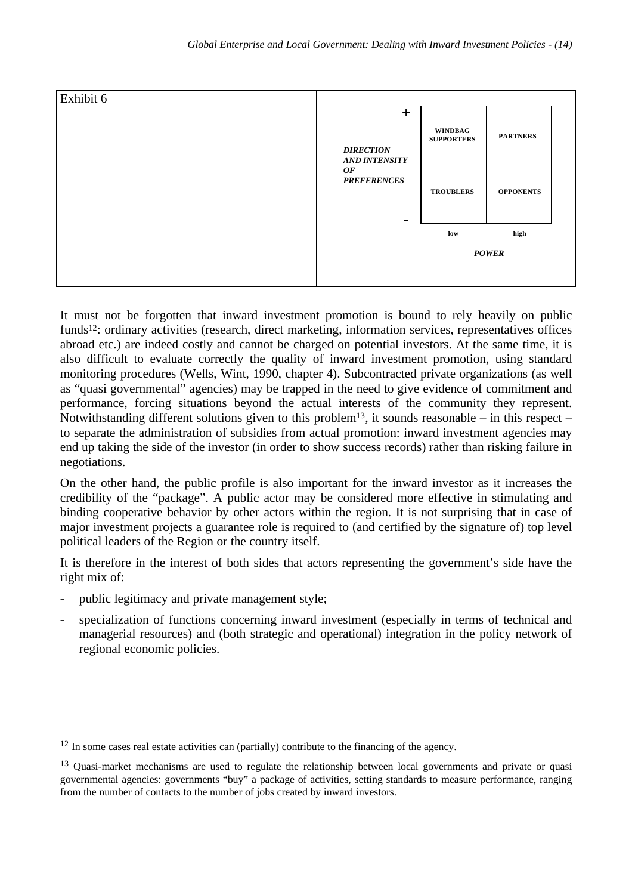Exhibit 6

| DIRECTION AND INTENSITY OF PREFERENCES | low | high |
|---|---|---|
| + | WINDBAG SUPPORTERS | PARTNERS |
| - | TROUBLERS | OPPONENTS |

*POWER*

It must not be forgotten that inward investment promotion is bound to rely heavily on public funds[12]: ordinary activities (research, direct marketing, information services, representatives offices abroad etc.) are indeed costly and cannot be charged on potential investors. At the same time, it is also difficult to evaluate correctly the quality of inward investment promotion, using standard monitoring procedures (Wells, Wint, 1990, chapter 4). Subcontracted private organizations (as well as "quasi governmental" agencies) may be trapped in the need to give evidence of commitment and performance, forcing situations beyond the actual interests of the community they represent. Notwithstanding different solutions given to this problem[13], it sounds reasonable – in this respect – to separate the administration of subsidies from actual promotion: inward investment agencies may end up taking the side of the investor (in order to show success records) rather than risking failure in negotiations.

On the other hand, the public profile is also important for the inward investor as it increases the credibility of the "package". A public actor may be considered more effective in stimulating and binding cooperative behavior by other actors within the region. It is not surprising that in case of major investment projects a guarantee role is required to (and certified by the signature of) top level political leaders of the Region or the country itself.

It is therefore in the interest of both sides that actors representing the government's side have the right mix of:

- public legitimacy and private management style;
- specialization of functions concerning inward investment (especially in terms of technical and managerial resources) and (both strategic and operational) integration in the policy network of regional economic policies.

---

[12] In some cases real estate activities can (partially) contribute to the financing of the agency.

[13] Quasi-market mechanisms are used to regulate the relationship between local governments and private or quasi governmental agencies: governments "buy" a package of activities, setting standards to measure performance, ranging from the number of contacts to the number of jobs created by inward investors.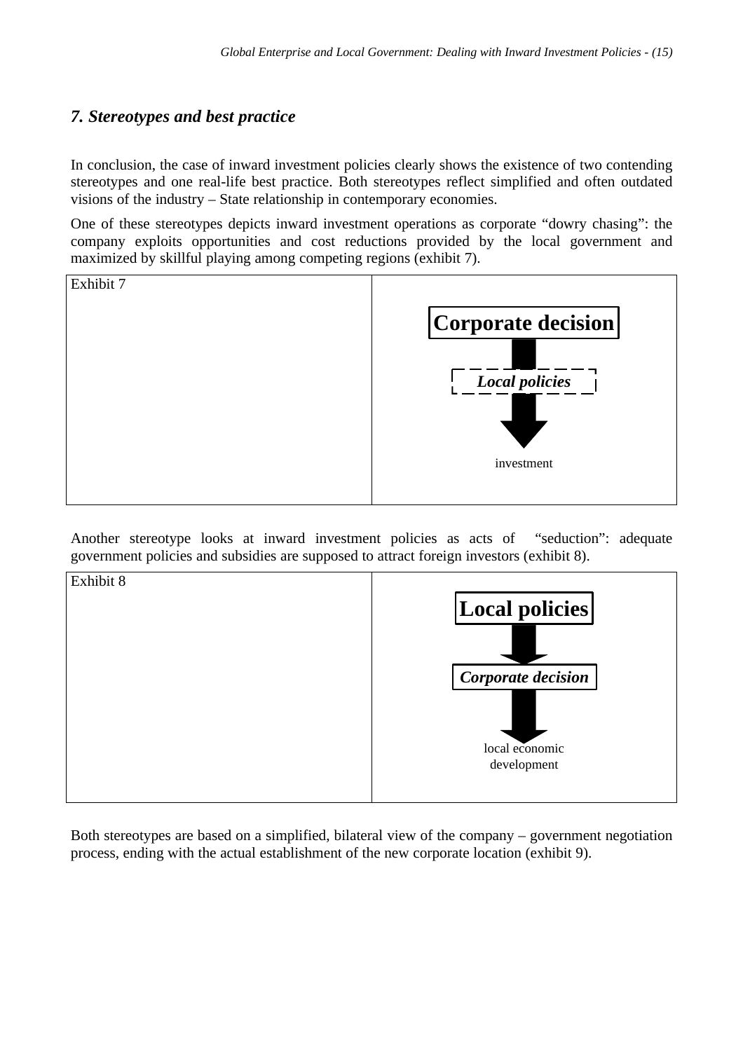## *7. Stereotypes and best practice*

In conclusion, the case of inward investment policies clearly shows the existence of two contending stereotypes and one real-life best practice. Both stereotypes reflect simplified and often outdated visions of the industry – State relationship in contemporary economies.

One of these stereotypes depicts inward investment operations as corporate "dowry chasing": the company exploits opportunities and cost reductions provided by the local government and maximized by skillful playing among competing regions (exhibit 7).

| Exhibit 7 | **Corporate decision** → ***Local policies*** → investment |
|---|---|

Another stereotype looks at inward investment policies as acts of "seduction": adequate government policies and subsidies are supposed to attract foreign investors (exhibit 8).

| Exhibit 8 | **Local policies** → ***Corporate decision*** → local economic development |
|---|---|

Both stereotypes are based on a simplified, bilateral view of the company – government negotiation process, ending with the actual establishment of the new corporate location (exhibit 9).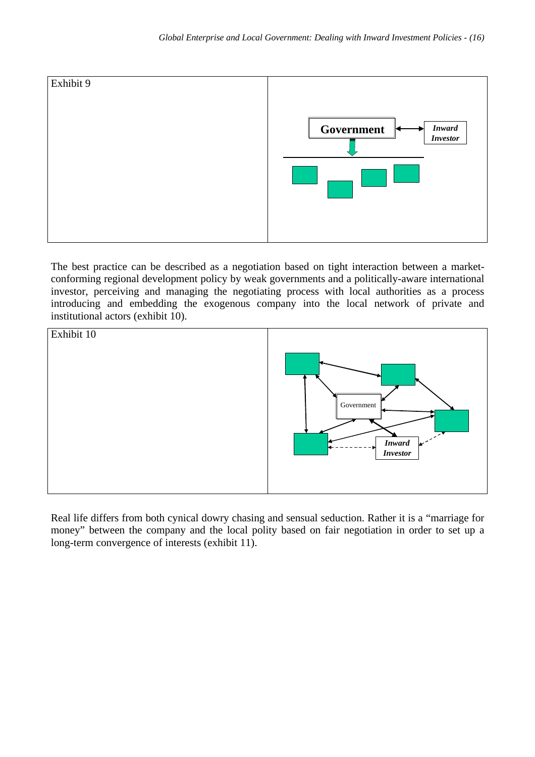Exhibit 9

Government

*Inward Investor*

The best practice can be described as a negotiation based on tight interaction between a market-conforming regional development policy by weak governments and a politically-aware international investor, perceiving and managing the negotiating process with local authorities as a process introducing and embedding the exogenous company into the local network of private and institutional actors (exhibit 10).

Exhibit 10

Government

*Inward Investor*

Real life differs from both cynical dowry chasing and sensual seduction. Rather it is a "marriage for money" between the company and the local polity based on fair negotiation in order to set up a long-term convergence of interests (exhibit 11).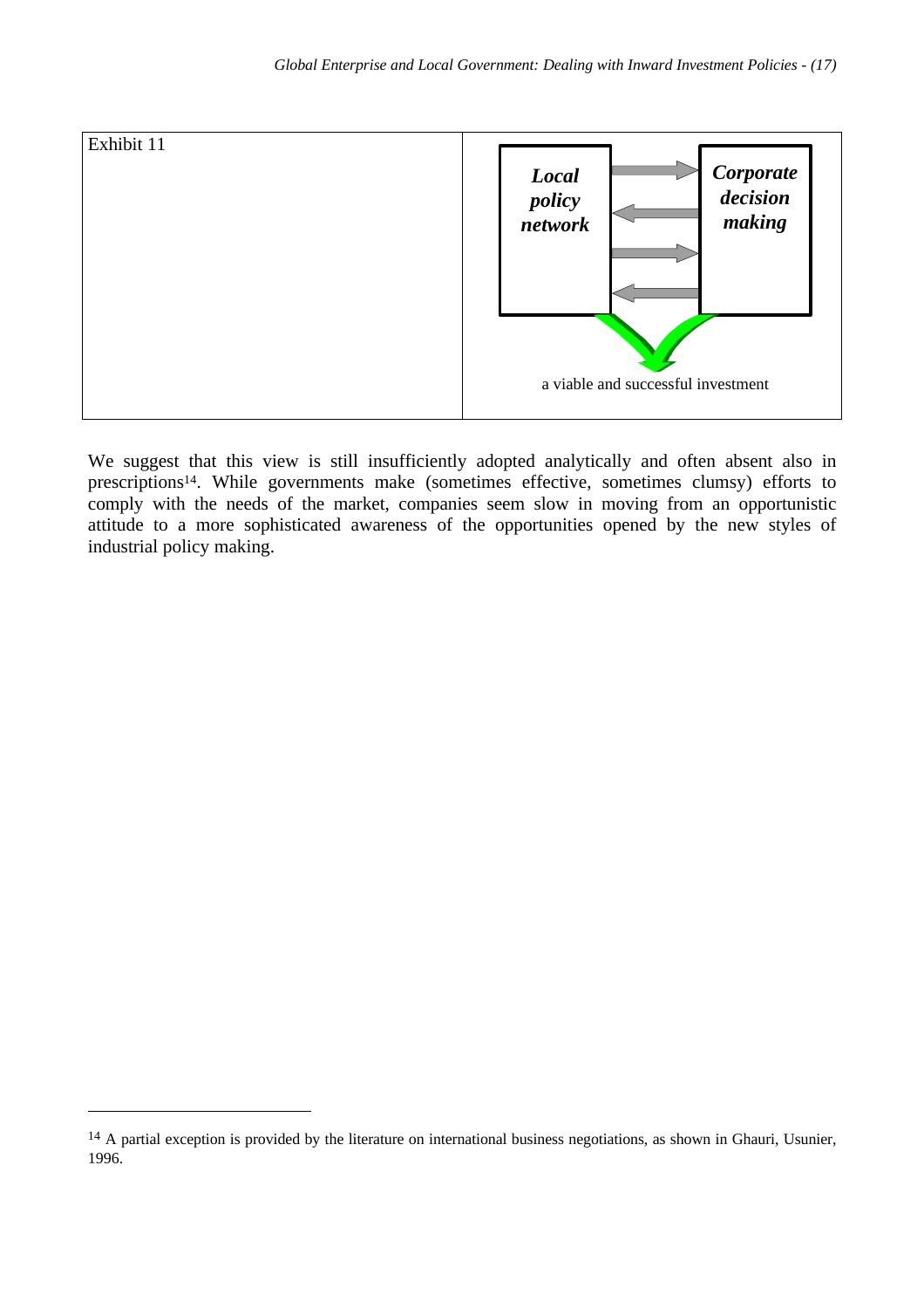Exhibit 11

**_Local policy network_** ⇄ **_Corporate decision making_**

a viable and successful investment

We suggest that this view is still insufficiently adopted analytically and often absent also in prescriptions[14]. While governments make (sometimes effective, sometimes clumsy) efforts to comply with the needs of the market, companies seem slow in moving from an opportunistic attitude to a more sophisticated awareness of the opportunities opened by the new styles of industrial policy making.

[14] A partial exception is provided by the literature on international business negotiations, as shown in Ghauri, Usunier, 1996.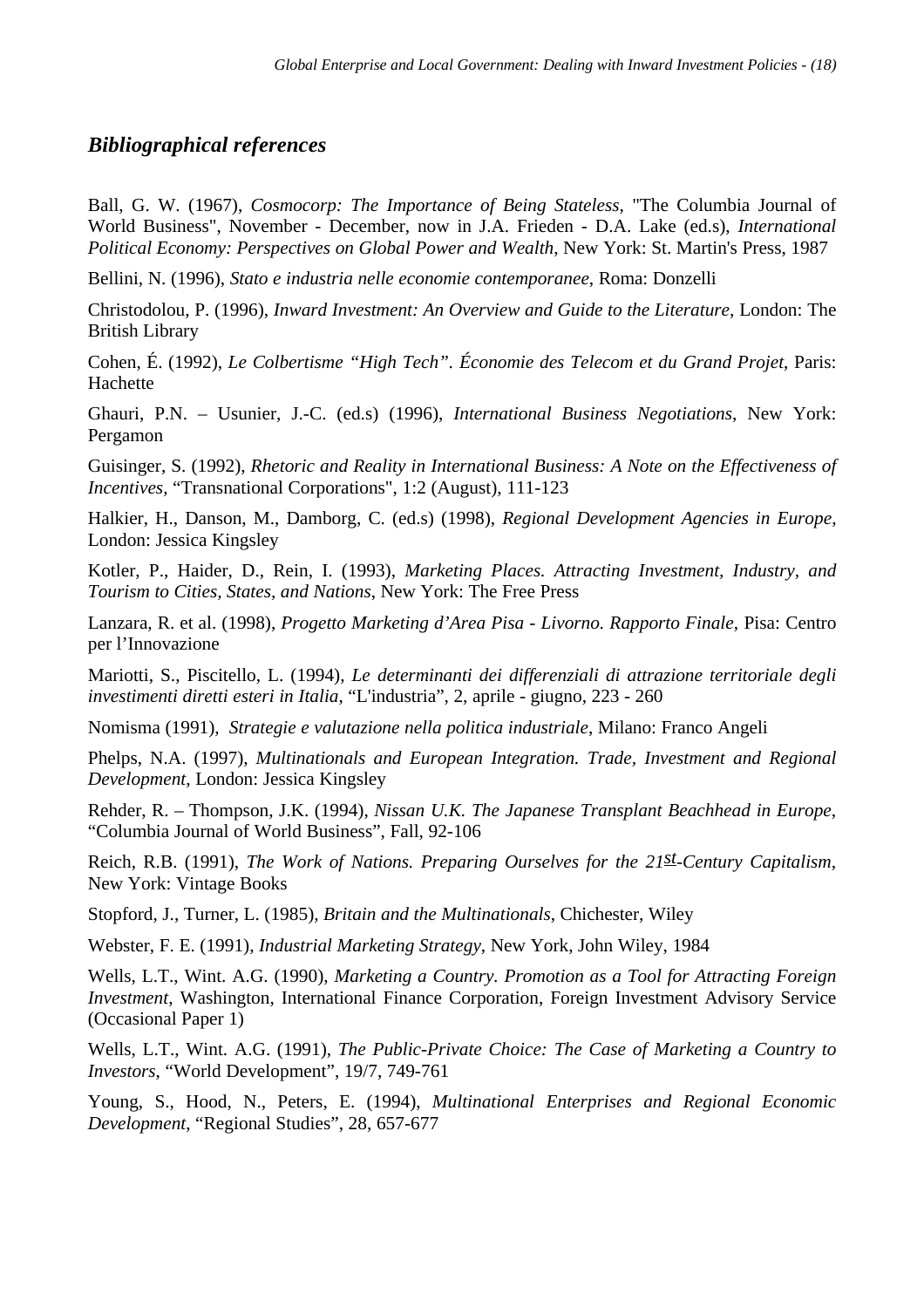## *Bibliographical references*

Ball, G. W. (1967), *Cosmocorp: The Importance of Being Stateless*, "The Columbia Journal of World Business", November - December, now in J.A. Frieden - D.A. Lake (ed.s), *International Political Economy: Perspectives on Global Power and Wealth*, New York: St. Martin's Press, 1987

Bellini, N. (1996), *Stato e industria nelle economie contemporanee*, Roma: Donzelli

Christodolou, P. (1996), *Inward Investment: An Overview and Guide to the Literature*, London: The British Library

Cohen, É. (1992), *Le Colbertisme "High Tech". Économie des Telecom et du Grand Projet*, Paris: Hachette

Ghauri, P.N. – Usunier, J.-C. (ed.s) (1996), *International Business Negotiations*, New York: Pergamon

Guisinger, S. (1992), *Rhetoric and Reality in International Business: A Note on the Effectiveness of Incentives*, "Transnational Corporations", 1:2 (August), 111-123

Halkier, H., Danson, M., Damborg, C. (ed.s) (1998), *Regional Development Agencies in Europe*, London: Jessica Kingsley

Kotler, P., Haider, D., Rein, I. (1993), *Marketing Places. Attracting Investment, Industry, and Tourism to Cities, States, and Nations*, New York: The Free Press

Lanzara, R. et al. (1998), *Progetto Marketing d'Area Pisa - Livorno. Rapporto Finale*, Pisa: Centro per l'Innovazione

Mariotti, S., Piscitello, L. (1994), *Le determinanti dei differenziali di attrazione territoriale degli investimenti diretti esteri in Italia*, "L'industria", 2, aprile - giugno, 223 - 260

Nomisma (1991), *Strategie e valutazione nella politica industriale*, Milano: Franco Angeli

Phelps, N.A. (1997), *Multinationals and European Integration. Trade, Investment and Regional Development*, London: Jessica Kingsley

Rehder, R. – Thompson, J.K. (1994), *Nissan U.K. The Japanese Transplant Beachhead in Europe*, "Columbia Journal of World Business", Fall, 92-106

Reich, R.B. (1991), *The Work of Nations. Preparing Ourselves for the 21st-Century Capitalism*, New York: Vintage Books

Stopford, J., Turner, L. (1985), *Britain and the Multinationals*, Chichester, Wiley

Webster, F. E. (1991), *Industrial Marketing Strategy*, New York, John Wiley, 1984

Wells, L.T., Wint. A.G. (1990), *Marketing a Country. Promotion as a Tool for Attracting Foreign Investment*, Washington, International Finance Corporation, Foreign Investment Advisory Service (Occasional Paper 1)

Wells, L.T., Wint. A.G. (1991), *The Public-Private Choice: The Case of Marketing a Country to Investors*, "World Development", 19/7, 749-761

Young, S., Hood, N., Peters, E. (1994), *Multinational Enterprises and Regional Economic Development*, "Regional Studies", 28, 657-677